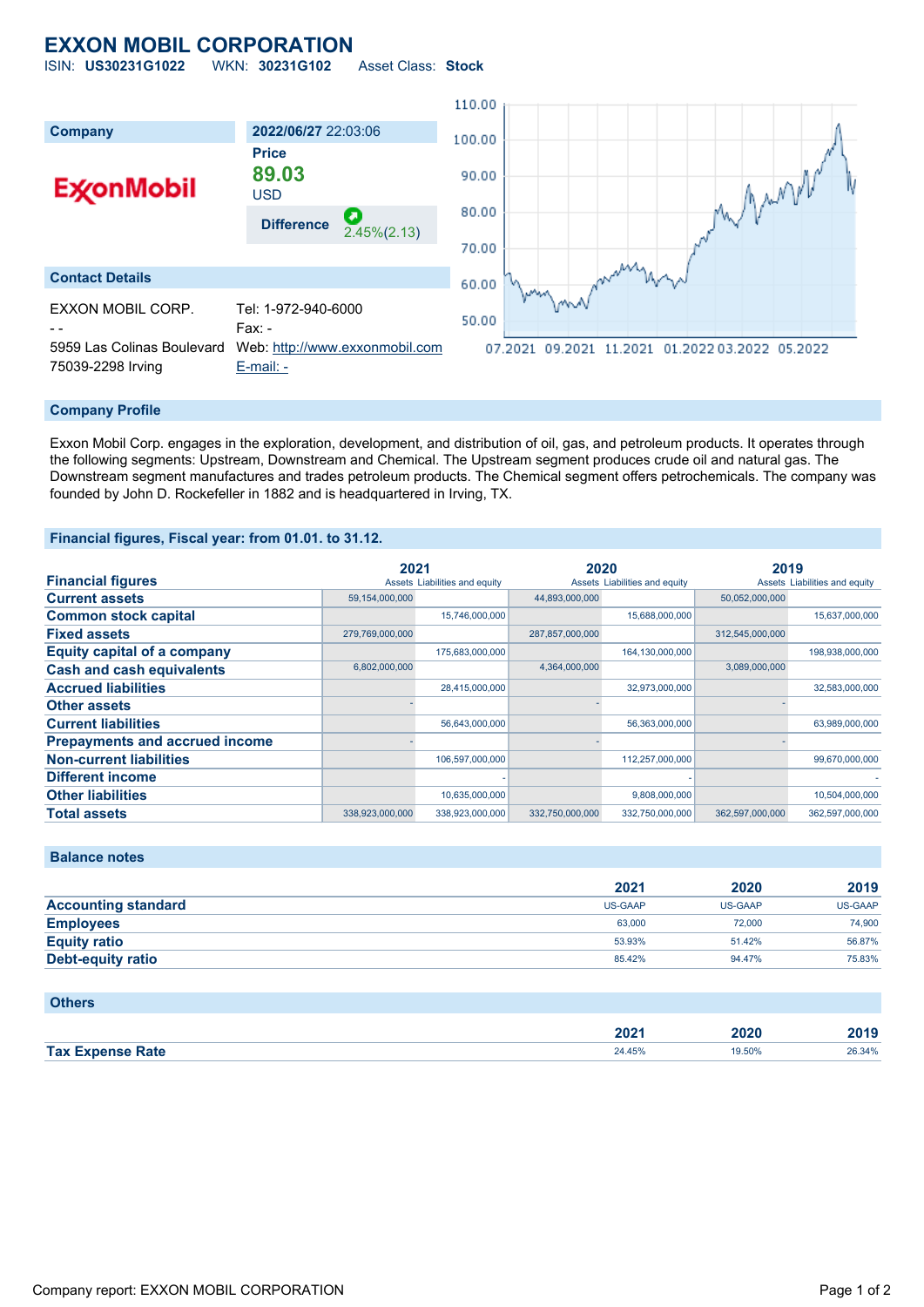# EXXON MOBIL CORPORATION

ISIN: **US30231G1022** WKN: **30231G102** Asset Class: **Stock**

| Company | 2022/06/27 22:03:06 |
|---|---|
| ExxonMobil | Price **89.03** USD |
| | Difference 2.45%(2.13) |

## Contact Details

EXXON MOBIL CORP.
- -
5959 Las Colinas Boulevard
75039-2298 Irving

Tel: 1-972-940-6000
Fax: -
Web: http://www.exxonmobil.com
E-mail: -

## Company Profile

Exxon Mobil Corp. engages in the exploration, development, and distribution of oil, gas, and petroleum products. It operates through the following segments: Upstream, Downstream and Chemical. The Upstream segment produces crude oil and natural gas. The Downstream segment manufactures and trades petroleum products. The Chemical segment offers petrochemicals. The company was founded by John D. Rockefeller in 1882 and is headquartered in Irving, TX.

## Financial figures, Fiscal year: from 01.01. to 31.12.

| Financial figures | 2021 | | 2020 | | 2019 | |
|---|---|---|---|---|---|---|
| | Assets | Liabilities and equity | Assets | Liabilities and equity | Assets | Liabilities and equity |
| Current assets | 59,154,000,000 | | 44,893,000,000 | | 50,052,000,000 | |
| Common stock capital | | 15,746,000,000 | | 15,688,000,000 | | 15,637,000,000 |
| Fixed assets | 279,769,000,000 | | 287,857,000,000 | | 312,545,000,000 | |
| Equity capital of a company | | 175,683,000,000 | | 164,130,000,000 | | 198,938,000,000 |
| Cash and cash equivalents | 6,802,000,000 | | 4,364,000,000 | | 3,089,000,000 | |
| Accrued liabilities | | 28,415,000,000 | | 32,973,000,000 | | 32,583,000,000 |
| Other assets | - | | - | | - | |
| Current liabilities | | 56,643,000,000 | | 56,363,000,000 | | 63,989,000,000 |
| Prepayments and accrued income | - | | - | | - | |
| Non-current liabilities | | 106,597,000,000 | | 112,257,000,000 | | 99,670,000,000 |
| Different income | | - | | - | | - |
| Other liabilities | | 10,635,000,000 | | 9,808,000,000 | | 10,504,000,000 |
| Total assets | 338,923,000,000 | 338,923,000,000 | 332,750,000,000 | 332,750,000,000 | 362,597,000,000 | 362,597,000,000 |

## Balance notes

| | 2021 | 2020 | 2019 |
|---|---|---|---|
| Accounting standard | US-GAAP | US-GAAP | US-GAAP |
| Employees | 63,000 | 72,000 | 74,900 |
| Equity ratio | 53.93% | 51.42% | 56.87% |
| Debt-equity ratio | 85.42% | 94.47% | 75.83% |

## Others

| | 2021 | 2020 | 2019 |
|---|---|---|---|
| Tax Expense Rate | 24.45% | 19.50% | 26.34% |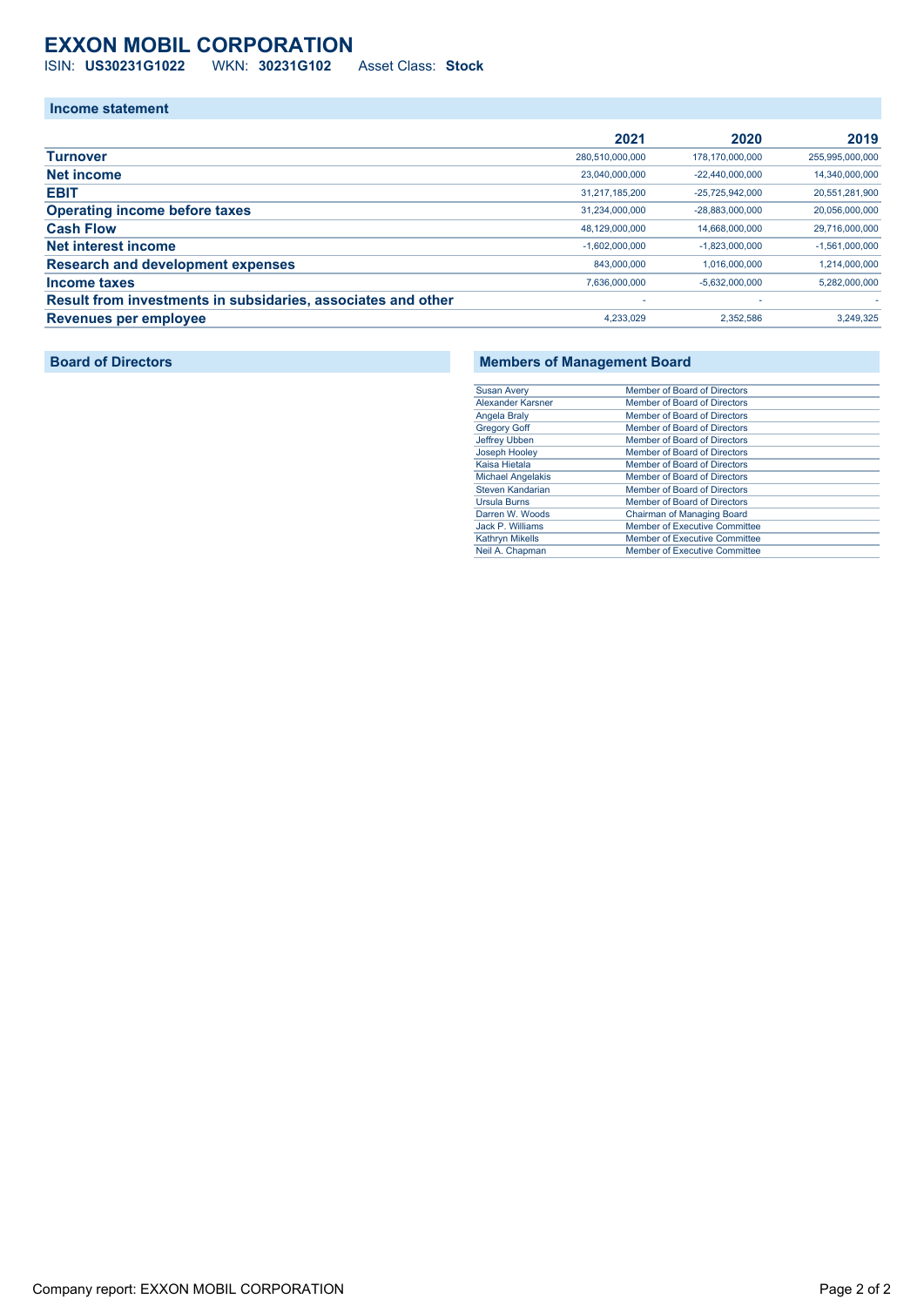# EXXON MOBIL CORPORATION

ISIN: **US30231G1022** WKN: **30231G102** Asset Class: **Stock**

## Income statement

| | 2021 | 2020 | 2019 |
|---|---|---|---|
| **Turnover** | 280,510,000,000 | 178,170,000,000 | 255,995,000,000 |
| **Net income** | 23,040,000,000 | -22,440,000,000 | 14,340,000,000 |
| **EBIT** | 31,217,185,200 | -25,725,942,000 | 20,551,281,900 |
| **Operating income before taxes** | 31,234,000,000 | -28,883,000,000 | 20,056,000,000 |
| **Cash Flow** | 48,129,000,000 | 14,668,000,000 | 29,716,000,000 |
| **Net interest income** | -1,602,000,000 | -1,823,000,000 | -1,561,000,000 |
| **Research and development expenses** | 843,000,000 | 1,016,000,000 | 1,214,000,000 |
| **Income taxes** | 7,636,000,000 | -5,632,000,000 | 5,282,000,000 |
| **Result from investments in subsidaries, associates and other** | - | - | - |
| **Revenues per employee** | 4,233,029 | 2,352,586 | 3,249,325 |

## Board of Directors

## Members of Management Board

| | |
|---|---|
| Susan Avery | Member of Board of Directors |
| Alexander Karsner | Member of Board of Directors |
| Angela Braly | Member of Board of Directors |
| Gregory Goff | Member of Board of Directors |
| Jeffrey Ubben | Member of Board of Directors |
| Joseph Hooley | Member of Board of Directors |
| Kaisa Hietala | Member of Board of Directors |
| Michael Angelakis | Member of Board of Directors |
| Steven Kandarian | Member of Board of Directors |
| Ursula Burns | Member of Board of Directors |
| Darren W. Woods | Chairman of Managing Board |
| Jack P. Williams | Member of Executive Committee |
| Kathryn Mikells | Member of Executive Committee |
| Neil A. Chapman | Member of Executive Committee |